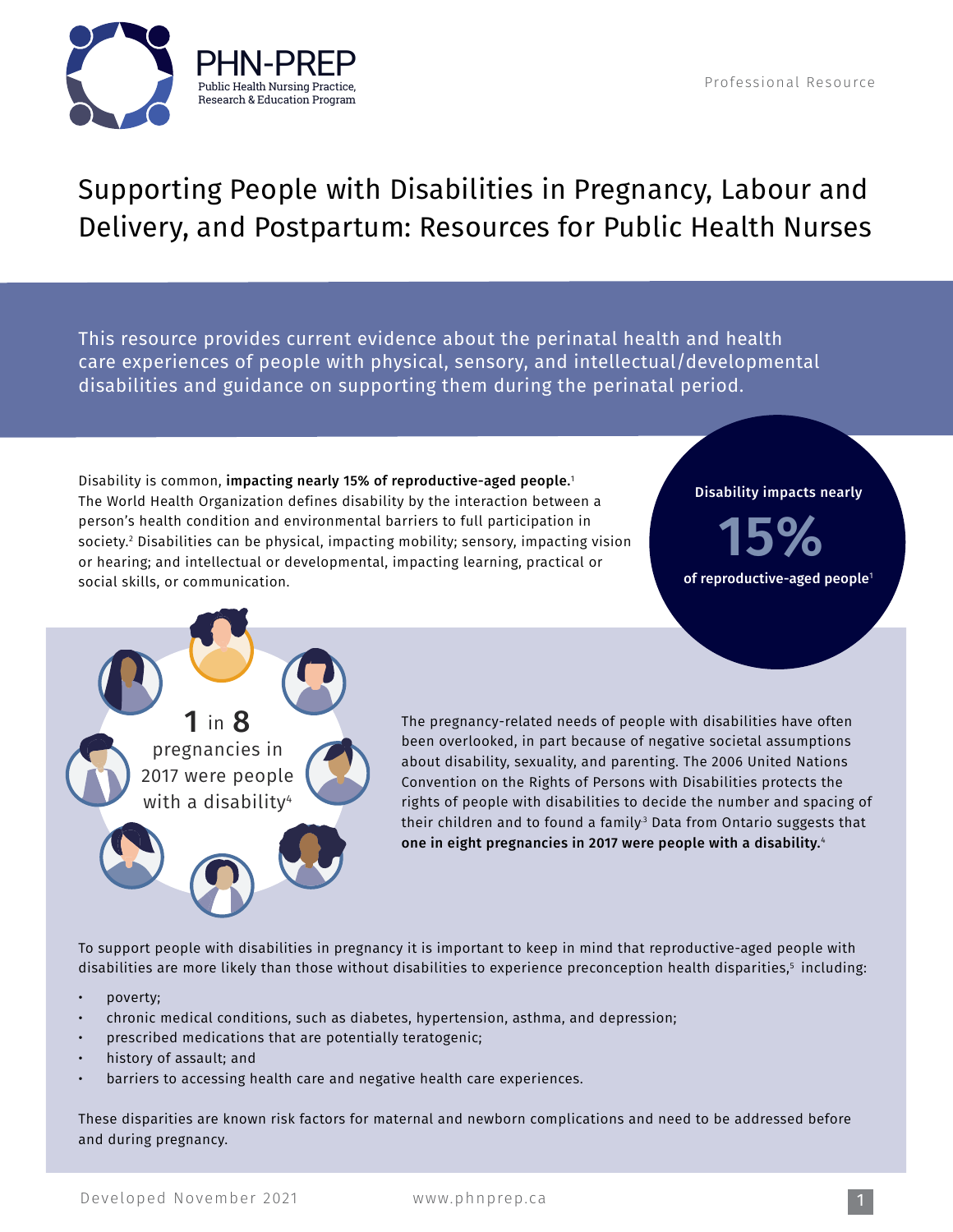PHN-PREP
Public Health Nursing Practice, Research & Education Program

Professional Resource

# Supporting People with Disabilities in Pregnancy, Labour and Delivery, and Postpartum: Resources for Public Health Nurses

This resource provides current evidence about the perinatal health and health care experiences of people with physical, sensory, and intellectual/developmental disabilities and guidance on supporting them during the perinatal period.

Disability is common, **impacting nearly 15% of reproductive-aged people.**[1] The World Health Organization defines disability by the interaction between a person's health condition and environmental barriers to full participation in society.[2] Disabilities can be physical, impacting mobility; sensory, impacting vision or hearing; and intellectual or developmental, impacting learning, practical or social skills, or communication.

**Disability impacts nearly 15% of reproductive-aged people**[1]

**1 in 8** pregnancies in 2017 were people with a disability[4]

The pregnancy-related needs of people with disabilities have often been overlooked, in part because of negative societal assumptions about disability, sexuality, and parenting. The 2006 United Nations Convention on the Rights of Persons with Disabilities protects the rights of people with disabilities to decide the number and spacing of their children and to found a family.[3] Data from Ontario suggests that **one in eight pregnancies in 2017 were people with a disability.**[4]

To support people with disabilities in pregnancy it is important to keep in mind that reproductive-aged people with disabilities are more likely than those without disabilities to experience preconception health disparities,[5] including:

- poverty;
- chronic medical conditions, such as diabetes, hypertension, asthma, and depression;
- prescribed medications that are potentially teratogenic;
- history of assault; and
- barriers to accessing health care and negative health care experiences.

These disparities are known risk factors for maternal and newborn complications and need to be addressed before and during pregnancy.

Developed November 2021 www.phnprep.ca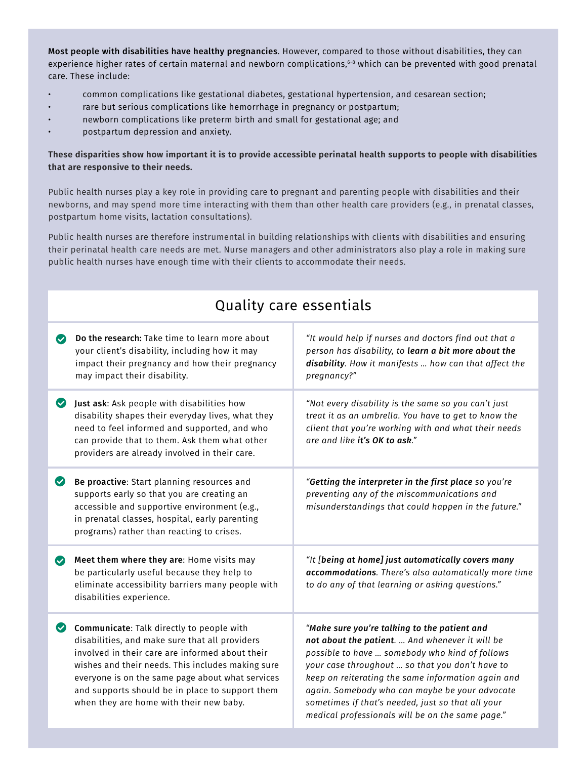**Most people with disabilities have healthy pregnancies**. However, compared to those without disabilities, they can experience higher rates of certain maternal and newborn complications,[6-8] which can be prevented with good prenatal care. These include:

- common complications like gestational diabetes, gestational hypertension, and cesarean section;
- rare but serious complications like hemorrhage in pregnancy or postpartum;
- newborn complications like preterm birth and small for gestational age; and
- postpartum depression and anxiety.

**These disparities show how important it is to provide accessible perinatal health supports to people with disabilities that are responsive to their needs.**

Public health nurses play a key role in providing care to pregnant and parenting people with disabilities and their newborns, and may spend more time interacting with them than other health care providers (e.g., in prenatal classes, postpartum home visits, lactation consultations).

Public health nurses are therefore instrumental in building relationships with clients with disabilities and ensuring their perinatal health care needs are met. Nurse managers and other administrators also play a role in making sure public health nurses have enough time with their clients to accommodate their needs.

## Quality care essentials

| | |
|---|---|
| **Do the research:** Take time to learn more about your client's disability, including how it may impact their pregnancy and how their pregnancy may impact their disability. | *"It would help if nurses and doctors find out that a person has disability, to **learn a bit more about the disability**. How it manifests … how can that affect the pregnancy?"* |
| **Just ask**: Ask people with disabilities how disability shapes their everyday lives, what they need to feel informed and supported, and who can provide that to them. Ask them what other providers are already involved in their care. | *"Not every disability is the same so you can't just treat it as an umbrella. You have to get to know the client that you're working with and what their needs are and like **it's OK to ask**."* |
| **Be proactive**: Start planning resources and supports early so that you are creating an accessible and supportive environment (e.g., in prenatal classes, hospital, early parenting programs) rather than reacting to crises. | *"**Getting the interpreter in the first place** so you're preventing any of the miscommunications and misunderstandings that could happen in the future."* |
| **Meet them where they are**: Home visits may be particularly useful because they help to eliminate accessibility barriers many people with disabilities experience. | *"It [**being at home] just automatically covers many accommodations**. There's also automatically more time to do any of that learning or asking questions."* |
| **Communicate**: Talk directly to people with disabilities, and make sure that all providers involved in their care are informed about their wishes and their needs. This includes making sure everyone is on the same page about what services and supports should be in place to support them when they are home with their new baby. | *"**Make sure you're talking to the patient and not about the patient**. … And whenever it will be possible to have … somebody who kind of follows your case throughout … so that you don't have to keep on reiterating the same information again and again. Somebody who can maybe be your advocate sometimes if that's needed, just so that all your medical professionals will be on the same page."* |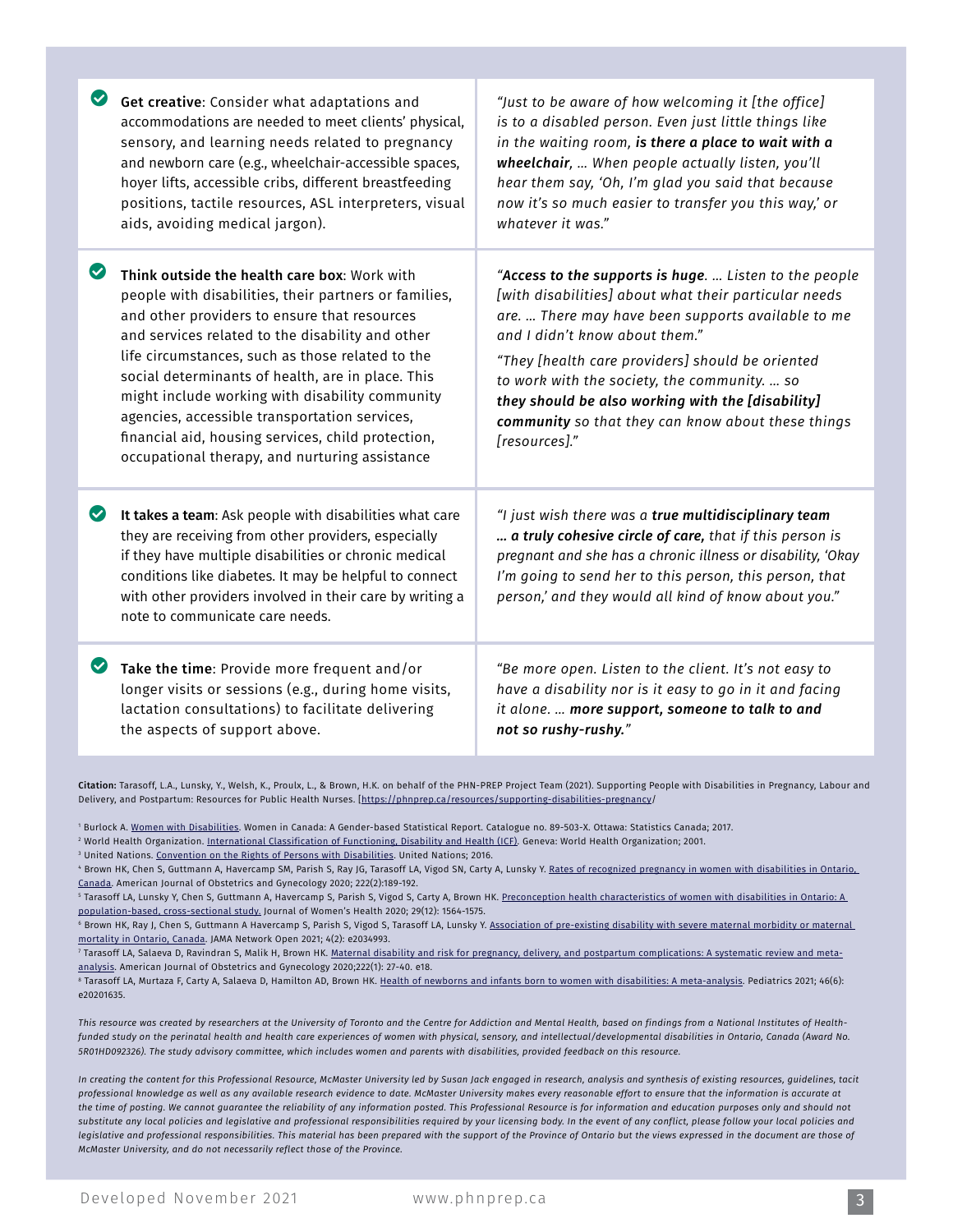| | |
|---|---|
| **Get creative**: Consider what adaptations and accommodations are needed to meet clients' physical, sensory, and learning needs related to pregnancy and newborn care (e.g., wheelchair-accessible spaces, hoyer lifts, accessible cribs, different breastfeeding positions, tactile resources, ASL interpreters, visual aids, avoiding medical jargon). | *"Just to be aware of how welcoming it [the office] is to a disabled person. Even just little things like in the waiting room,* ***is there a place to wait with a wheelchair****, … When people actually listen, you'll hear them say, 'Oh, I'm glad you said that because now it's so much easier to transfer you this way,' or whatever it was."* |
| **Think outside the health care box**: Work with people with disabilities, their partners or families, and other providers to ensure that resources and services related to the disability and other life circumstances, such as those related to the social determinants of health, are in place. This might include working with disability community agencies, accessible transportation services, financial aid, housing services, child protection, occupational therapy, and nurturing assistance | *"****Access to the supports is huge****. … Listen to the people [with disabilities] about what their particular needs are. … There may have been supports available to me and I didn't know about them."* <br><br> *"They [health care providers] should be oriented to work with the society, the community. … so* ***they should be also working with the [disability] community*** *so that they can know about these things [resources]."* |
| **It takes a team**: Ask people with disabilities what care they are receiving from other providers, especially if they have multiple disabilities or chronic medical conditions like diabetes. It may be helpful to connect with other providers involved in their care by writing a note to communicate care needs. | *"I just wish there was a* ***true multidisciplinary team … a truly cohesive circle of care,*** *that if this person is pregnant and she has a chronic illness or disability, 'Okay I'm going to send her to this person, this person, that person,' and they would all kind of know about you."* |
| **Take the time**: Provide more frequent and/or longer visits or sessions (e.g., during home visits, lactation consultations) to facilitate delivering the aspects of support above. | *"Be more open. Listen to the client. It's not easy to have a disability nor is it easy to go in it and facing it alone. …* ***more support, someone to talk to and not so rushy-rushy.****"* |

**Citation:** Tarasoff, L.A., Lunsky, Y., Welsh, K., Proulx, L., & Brown, H.K. on behalf of the PHN-PREP Project Team (2021). Supporting People with Disabilities in Pregnancy, Labour and Delivery, and Postpartum: Resources for Public Health Nurses. [https://phnprep.ca/resources/supporting-disabilities-pregnancy/

[1] Burlock A. Women with Disabilities. Women in Canada: A Gender-based Statistical Report. Catalogue no. 89-503-X. Ottawa: Statistics Canada; 2017.

[2] World Health Organization. International Classification of Functioning, Disability and Health (ICF). Geneva: World Health Organization; 2001.

[3] United Nations. Convention on the Rights of Persons with Disabilities. United Nations; 2016.

[4] Brown HK, Chen S, Guttmann A, Havercamp SM, Parish S, Ray JG, Tarasoff LA, Vigod SN, Carty A, Lunsky Y. Rates of recognized pregnancy in women with disabilities in Ontario, Canada. American Journal of Obstetrics and Gynecology 2020; 222(2):189-192.

[5] Tarasoff LA, Lunsky Y, Chen S, Guttmann A, Havercamp S, Parish S, Vigod S, Carty A, Brown HK. Preconception health characteristics of women with disabilities in Ontario: A population-based, cross-sectional study. Journal of Women's Health 2020; 29(12): 1564-1575.

[6] Brown HK, Ray J, Chen S, Guttmann A Havercamp S, Parish S, Vigod S, Tarasoff LA, Lunsky Y. Association of pre-existing disability with severe maternal morbidity or maternal mortality in Ontario, Canada. JAMA Network Open 2021; 4(2): e2034993.

[7] Tarasoff LA, Salaeva D, Ravindran S, Malik H, Brown HK. Maternal disability and risk for pregnancy, delivery, and postpartum complications: A systematic review and meta-analysis. American Journal of Obstetrics and Gynecology 2020;222(1): 27-40. e18.

[8] Tarasoff LA, Murtaza F, Carty A, Salaeva D, Hamilton AD, Brown HK. Health of newborns and infants born to women with disabilities: A meta-analysis. Pediatrics 2021; 46(6): e20201635.

*This resource was created by researchers at the University of Toronto and the Centre for Addiction and Mental Health, based on findings from a National Institutes of Health-funded study on the perinatal health and health care experiences of women with physical, sensory, and intellectual/developmental disabilities in Ontario, Canada (Award No. 5R01HD092326). The study advisory committee, which includes women and parents with disabilities, provided feedback on this resource.*

*In creating the content for this Professional Resource, McMaster University led by Susan Jack engaged in research, analysis and synthesis of existing resources, guidelines, tacit professional knowledge as well as any available research evidence to date. McMaster University makes every reasonable effort to ensure that the information is accurate at the time of posting. We cannot guarantee the reliability of any information posted. This Professional Resource is for information and education purposes only and should not substitute any local policies and legislative and professional responsibilities required by your licensing body. In the event of any conflict, please follow your local policies and legislative and professional responsibilities. This material has been prepared with the support of the Province of Ontario but the views expressed in the document are those of McMaster University, and do not necessarily reflect those of the Province.*

Developed November 2021 www.phnprep.ca